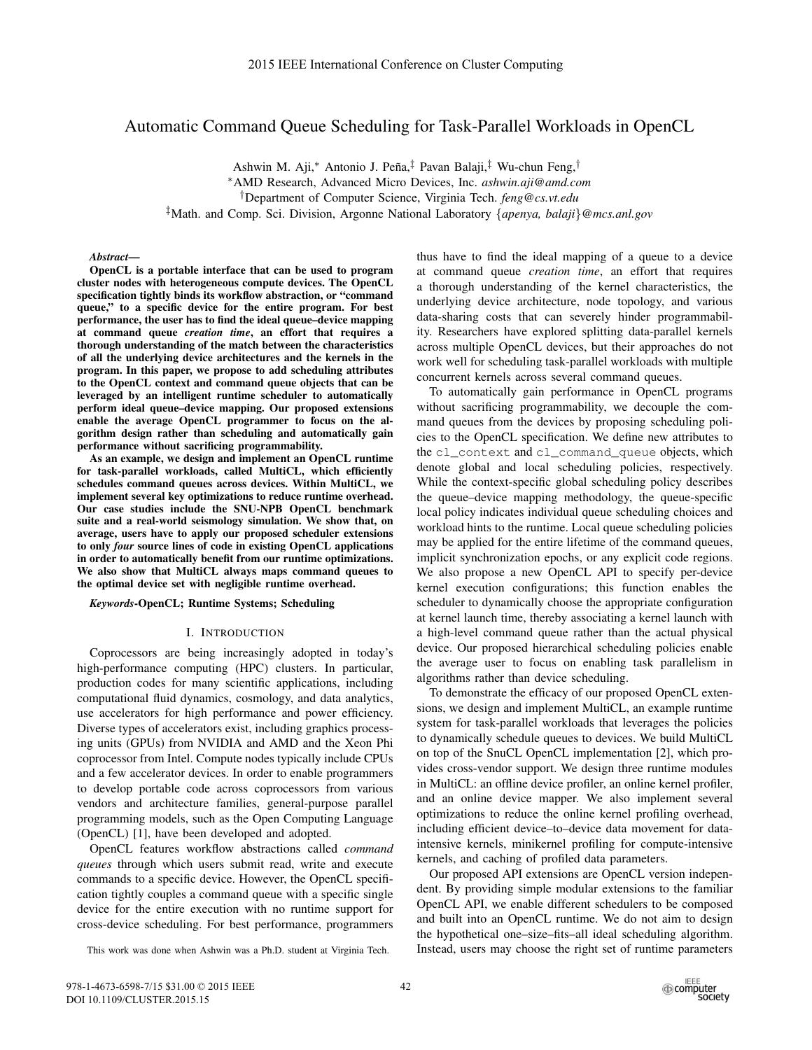# Automatic Command Queue Scheduling for Task-Parallel Workloads in OpenCL

Ashwin M. Aji,[*] Antonio J. Peña,[‡] Pavan Balaji,[‡] Wu-chun Feng,[†]

[*]AMD Research, Advanced Micro Devices, Inc. *ashwin.aji@amd.com*

[†]Department of Computer Science, Virginia Tech. *feng@cs.vt.edu*

[‡]Math. and Comp. Sci. Division, Argonne National Laboratory {*apenya, balaji*}*@mcs.anl.gov*

***Abstract*—**
**OpenCL is a portable interface that can be used to program cluster nodes with heterogeneous compute devices. The OpenCL specification tightly binds its workflow abstraction, or "command queue," to a specific device for the entire program. For best performance, the user has to find the ideal queue–device mapping at command queue *creation time*, an effort that requires a thorough understanding of the match between the characteristics of all the underlying device architectures and the kernels in the program. In this paper, we propose to add scheduling attributes to the OpenCL context and command queue objects that can be leveraged by an intelligent runtime scheduler to automatically perform ideal queue–device mapping. Our proposed extensions enable the average OpenCL programmer to focus on the algorithm design rather than scheduling and automatically gain performance without sacrificing programmability.**

**As an example, we design and implement an OpenCL runtime for task-parallel workloads, called MultiCL, which efficiently schedules command queues across devices. Within MultiCL, we implement several key optimizations to reduce runtime overhead. Our case studies include the SNU-NPB OpenCL benchmark suite and a real-world seismology simulation. We show that, on average, users have to apply our proposed scheduler extensions to only *four* source lines of code in existing OpenCL applications in order to automatically benefit from our runtime optimizations. We also show that MultiCL always maps command queues to the optimal device set with negligible runtime overhead.**

***Keywords*-OpenCL; Runtime Systems; Scheduling**

## I. Introduction

Coprocessors are being increasingly adopted in today's high-performance computing (HPC) clusters. In particular, production codes for many scientific applications, including computational fluid dynamics, cosmology, and data analytics, use accelerators for high performance and power efficiency. Diverse types of accelerators exist, including graphics processing units (GPUs) from NVIDIA and AMD and the Xeon Phi coprocessor from Intel. Compute nodes typically include CPUs and a few accelerator devices. In order to enable programmers to develop portable code across coprocessors from various vendors and architecture families, general-purpose parallel programming models, such as the Open Computing Language (OpenCL) [1], have been developed and adopted.

OpenCL features workflow abstractions called *command queues* through which users submit read, write and execute commands to a specific device. However, the OpenCL specification tightly couples a command queue with a specific single device for the entire execution with no runtime support for cross-device scheduling. For best performance, programmers thus have to find the ideal mapping of a queue to a device at command queue *creation time*, an effort that requires a thorough understanding of the kernel characteristics, the underlying device architecture, node topology, and various data-sharing costs that can severely hinder programmability. Researchers have explored splitting data-parallel kernels across multiple OpenCL devices, but their approaches do not work well for scheduling task-parallel workloads with multiple concurrent kernels across several command queues.

To automatically gain performance in OpenCL programs without sacrificing programmability, we decouple the command queues from the devices by proposing scheduling policies to the OpenCL specification. We define new attributes to the `cl_context` and `cl_command_queue` objects, which denote global and local scheduling policies, respectively. While the context-specific global scheduling policy describes the queue–device mapping methodology, the queue-specific local policy indicates individual queue scheduling choices and workload hints to the runtime. Local queue scheduling policies may be applied for the entire lifetime of the command queues, implicit synchronization epochs, or any explicit code regions. We also propose a new OpenCL API to specify per-device kernel execution configurations; this function enables the scheduler to dynamically choose the appropriate configuration at kernel launch time, thereby associating a kernel launch with a high-level command queue rather than the actual physical device. Our proposed hierarchical scheduling policies enable the average user to focus on enabling task parallelism in algorithms rather than device scheduling.

To demonstrate the efficacy of our proposed OpenCL extensions, we design and implement MultiCL, an example runtime system for task-parallel workloads that leverages the policies to dynamically schedule queues to devices. We build MultiCL on top of the SnuCL OpenCL implementation [2], which provides cross-vendor support. We design three runtime modules in MultiCL: an offline device profiler, an online kernel profiler, and an online device mapper. We also implement several optimizations to reduce the online kernel profiling overhead, including efficient device–to–device data movement for data-intensive kernels, minikernel profiling for compute-intensive kernels, and caching of profiled data parameters.

Our proposed API extensions are OpenCL version independent. By providing simple modular extensions to the familiar OpenCL API, we enable different schedulers to be composed and built into an OpenCL runtime. We do not aim to design the hypothetical one–size–fits–all ideal scheduling algorithm. Instead, users may choose the right set of runtime parameters

This work was done when Ashwin was a Ph.D. student at Virginia Tech.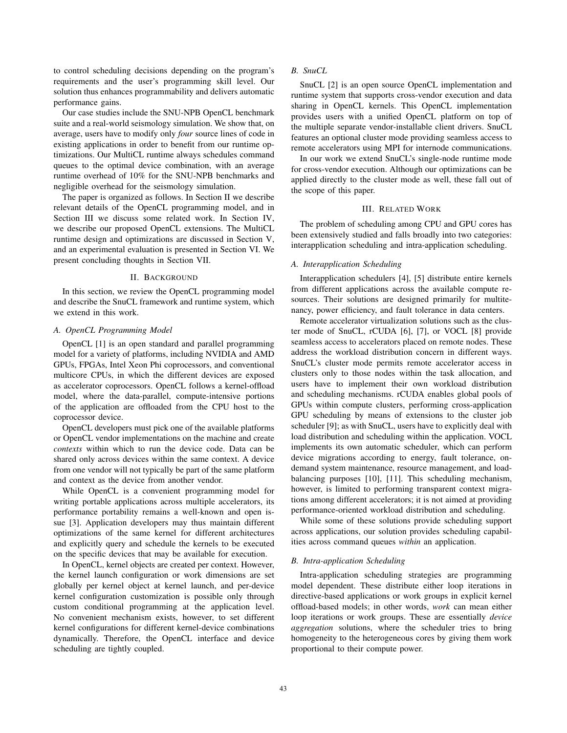to control scheduling decisions depending on the program's requirements and the user's programming skill level. Our solution thus enhances programmability and delivers automatic performance gains.

Our case studies include the SNU-NPB OpenCL benchmark suite and a real-world seismology simulation. We show that, on average, users have to modify only *four* source lines of code in existing applications in order to benefit from our runtime optimizations. Our MultiCL runtime always schedules command queues to the optimal device combination, with an average runtime overhead of 10% for the SNU-NPB benchmarks and negligible overhead for the seismology simulation.

The paper is organized as follows. In Section II we describe relevant details of the OpenCL programming model, and in Section III we discuss some related work. In Section IV, we describe our proposed OpenCL extensions. The MultiCL runtime design and optimizations are discussed in Section V, and an experimental evaluation is presented in Section VI. We present concluding thoughts in Section VII.

## II. Background

In this section, we review the OpenCL programming model and describe the SnuCL framework and runtime system, which we extend in this work.

### A. OpenCL Programming Model

OpenCL [1] is an open standard and parallel programming model for a variety of platforms, including NVIDIA and AMD GPUs, FPGAs, Intel Xeon Phi coprocessors, and conventional multicore CPUs, in which the different devices are exposed as accelerator coprocessors. OpenCL follows a kernel-offload model, where the data-parallel, compute-intensive portions of the application are offloaded from the CPU host to the coprocessor device.

OpenCL developers must pick one of the available platforms or OpenCL vendor implementations on the machine and create *contexts* within which to run the device code. Data can be shared only across devices within the same context. A device from one vendor will not typically be part of the same platform and context as the device from another vendor.

While OpenCL is a convenient programming model for writing portable applications across multiple accelerators, its performance portability remains a well-known and open issue [3]. Application developers may thus maintain different optimizations of the same kernel for different architectures and explicitly query and schedule the kernels to be executed on the specific devices that may be available for execution.

In OpenCL, kernel objects are created per context. However, the kernel launch configuration or work dimensions are set globally per kernel object at kernel launch, and per-device kernel configuration customization is possible only through custom conditional programming at the application level. No convenient mechanism exists, however, to set different kernel configurations for different kernel-device combinations dynamically. Therefore, the OpenCL interface and device scheduling are tightly coupled.

### B. SnuCL

SnuCL [2] is an open source OpenCL implementation and runtime system that supports cross-vendor execution and data sharing in OpenCL kernels. This OpenCL implementation provides users with a unified OpenCL platform on top of the multiple separate vendor-installable client drivers. SnuCL features an optional cluster mode providing seamless access to remote accelerators using MPI for internode communications.

In our work we extend SnuCL's single-node runtime mode for cross-vendor execution. Although our optimizations can be applied directly to the cluster mode as well, these fall out of the scope of this paper.

## III. Related Work

The problem of scheduling among CPU and GPU cores has been extensively studied and falls broadly into two categories: interapplication scheduling and intra-application scheduling.

### A. Interapplication Scheduling

Interapplication schedulers [4], [5] distribute entire kernels from different applications across the available compute resources. Their solutions are designed primarily for multitenancy, power efficiency, and fault tolerance in data centers.

Remote accelerator virtualization solutions such as the cluster mode of SnuCL, rCUDA [6], [7], or VOCL [8] provide seamless access to accelerators placed on remote nodes. These address the workload distribution concern in different ways. SnuCL's cluster mode permits remote accelerator access in clusters only to those nodes within the task allocation, and users have to implement their own workload distribution and scheduling mechanisms. rCUDA enables global pools of GPUs within compute clusters, performing cross-application GPU scheduling by means of extensions to the cluster job scheduler [9]; as with SnuCL, users have to explicitly deal with load distribution and scheduling within the application. VOCL implements its own automatic scheduler, which can perform device migrations according to energy, fault tolerance, on-demand system maintenance, resource management, and load-balancing purposes [10], [11]. This scheduling mechanism, however, is limited to performing transparent context migrations among different accelerators; it is not aimed at providing performance-oriented workload distribution and scheduling.

While some of these solutions provide scheduling support across applications, our solution provides scheduling capabilities across command queues *within* an application.

### B. Intra-application Scheduling

Intra-application scheduling strategies are programming model dependent. These distribute either loop iterations in directive-based applications or work groups in explicit kernel offload-based models; in other words, *work* can mean either loop iterations or work groups. These are essentially *device aggregation* solutions, where the scheduler tries to bring homogeneity to the heterogeneous cores by giving them work proportional to their compute power.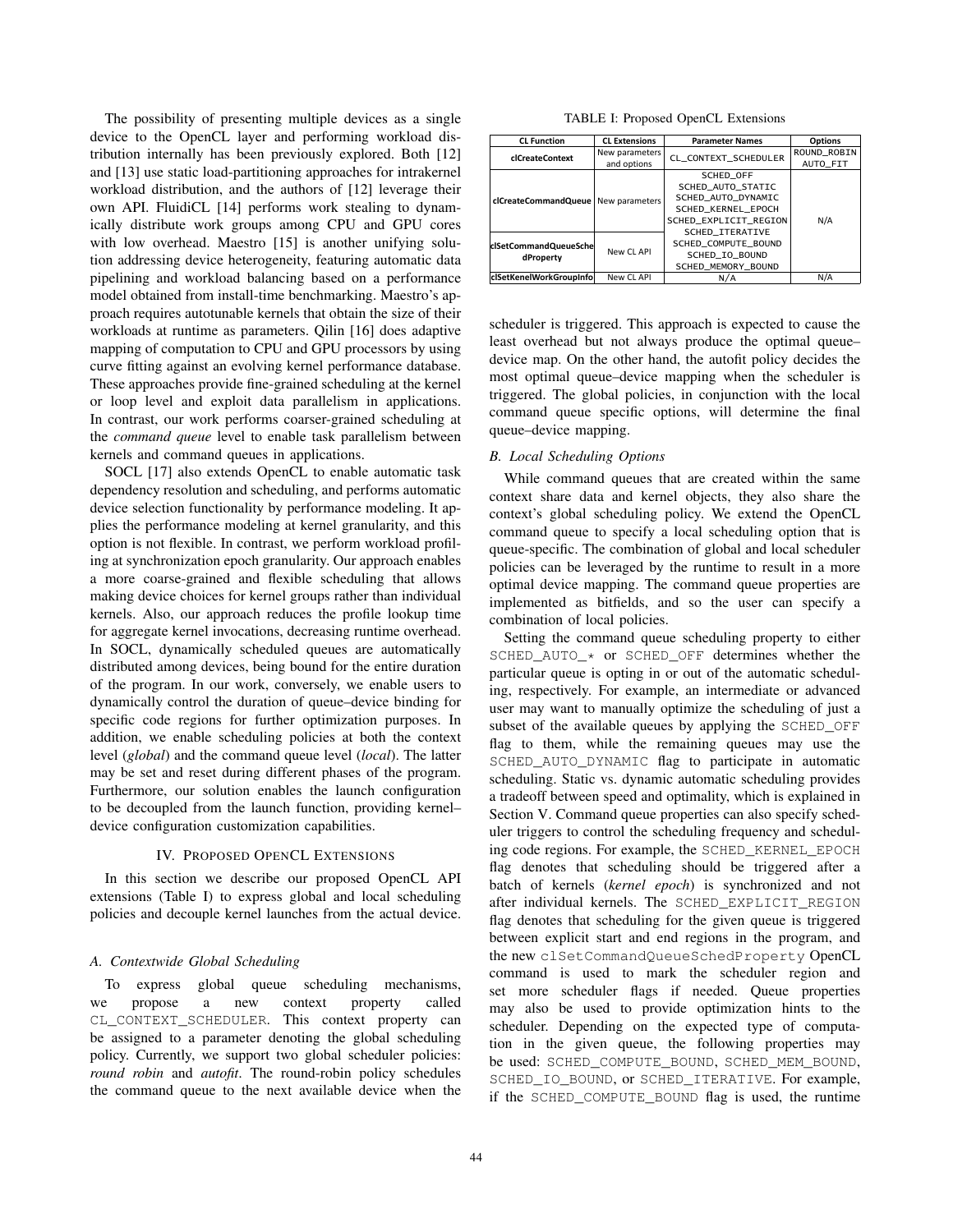The possibility of presenting multiple devices as a single device to the OpenCL layer and performing workload distribution internally has been previously explored. Both [12] and [13] use static load-partitioning approaches for intrakernel workload distribution, and the authors of [12] leverage their own API. FluidiCL [14] performs work stealing to dynamically distribute work groups among CPU and GPU cores with low overhead. Maestro [15] is another unifying solution addressing device heterogeneity, featuring automatic data pipelining and workload balancing based on a performance model obtained from install-time benchmarking. Maestro's approach requires autotunable kernels that obtain the size of their workloads at runtime as parameters. Qilin [16] does adaptive mapping of computation to CPU and GPU processors by using curve fitting against an evolving kernel performance database. These approaches provide fine-grained scheduling at the kernel or loop level and exploit data parallelism in applications. In contrast, our work performs coarser-grained scheduling at the *command queue* level to enable task parallelism between kernels and command queues in applications.

SOCL [17] also extends OpenCL to enable automatic task dependency resolution and scheduling, and performs automatic device selection functionality by performance modeling. It applies the performance modeling at kernel granularity, and this option is not flexible. In contrast, we perform workload profiling at synchronization epoch granularity. Our approach enables a more coarse-grained and flexible scheduling that allows making device choices for kernel groups rather than individual kernels. Also, our approach reduces the profile lookup time for aggregate kernel invocations, decreasing runtime overhead. In SOCL, dynamically scheduled queues are automatically distributed among devices, being bound for the entire duration of the program. In our work, conversely, we enable users to dynamically control the duration of queue–device binding for specific code regions for further optimization purposes. In addition, we enable scheduling policies at both the context level (*global*) and the command queue level (*local*). The latter may be set and reset during different phases of the program. Furthermore, our solution enables the launch configuration to be decoupled from the launch function, providing kernel–device configuration customization capabilities.

## IV. Proposed OpenCL Extensions

In this section we describe our proposed OpenCL API extensions (Table I) to express global and local scheduling policies and decouple kernel launches from the actual device.

### A. Contextwide Global Scheduling

To express global queue scheduling mechanisms, we propose a new context property called `CL_CONTEXT_SCHEDULER`. This context property can be assigned to a parameter denoting the global scheduling policy. Currently, we support two global scheduler policies: *round robin* and *autofit*. The round-robin policy schedules the command queue to the next available device when the scheduler is triggered. This approach is expected to cause the least overhead but not always produce the optimal queue–device map. On the other hand, the autofit policy decides the most optimal queue–device mapping when the scheduler is triggered. The global policies, in conjunction with the local command queue specific options, will determine the final queue–device mapping.

TABLE I: Proposed OpenCL Extensions

| CL Function | CL Extensions | Parameter Names | Options |
|---|---|---|---|
| clCreateContext | New parameters and options | CL_CONTEXT_SCHEDULER | ROUND_ROBIN AUTO_FIT |
| clCreateCommandQueue | New parameters | SCHED_OFF SCHED_AUTO_STATIC SCHED_AUTO_DYNAMIC SCHED_KERNEL_EPOCH SCHED_EXPLICIT_REGION SCHED_ITERATIVE SCHED_COMPUTE_BOUND SCHED_IO_BOUND SCHED_MEMORY_BOUND | N/A |
| clSetCommandQueueSchedProperty | New CL API | | |
| clSetKenelWorkGroupInfo | New CL API | N/A | N/A |

### B. Local Scheduling Options

While command queues that are created within the same context share data and kernel objects, they also share the context's global scheduling policy. We extend the OpenCL command queue to specify a local scheduling option that is queue-specific. The combination of global and local scheduler policies can be leveraged by the runtime to result in a more optimal device mapping. The command queue properties are implemented as bitfields, and so the user can specify a combination of local policies.

Setting the command queue scheduling property to either `SCHED_AUTO_*` or `SCHED_OFF` determines whether the particular queue is opting in or out of the automatic scheduling, respectively. For example, an intermediate or advanced user may want to manually optimize the scheduling of just a subset of the available queues by applying the `SCHED_OFF` flag to them, while the remaining queues may use the `SCHED_AUTO_DYNAMIC` flag to participate in automatic scheduling. Static vs. dynamic automatic scheduling provides a tradeoff between speed and optimality, which is explained in Section V. Command queue properties can also specify scheduler triggers to control the scheduling frequency and scheduling code regions. For example, the `SCHED_KERNEL_EPOCH` flag denotes that scheduling should be triggered after a batch of kernels (*kernel epoch*) is synchronized and not after individual kernels. The `SCHED_EXPLICIT_REGION` flag denotes that scheduling for the given queue is triggered between explicit start and end regions in the program, and the new `clSetCommandQueueSchedProperty` OpenCL command is used to mark the scheduler region and set more scheduler flags if needed. Queue properties may also be used to provide optimization hints to the scheduler. Depending on the expected type of computation in the given queue, the following properties may be used: `SCHED_COMPUTE_BOUND`, `SCHED_MEM_BOUND`, `SCHED_IO_BOUND`, or `SCHED_ITERATIVE`. For example, if the `SCHED_COMPUTE_BOUND` flag is used, the runtime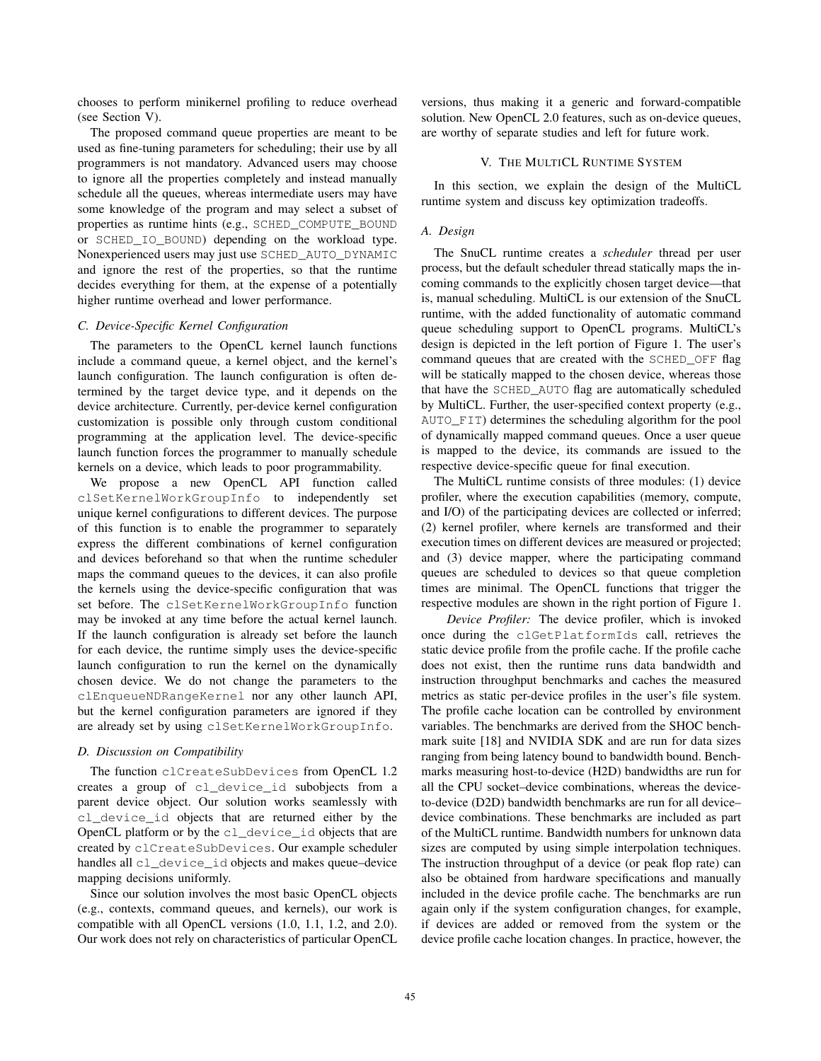chooses to perform minikernel profiling to reduce overhead (see Section V).

The proposed command queue properties are meant to be used as fine-tuning parameters for scheduling; their use by all programmers is not mandatory. Advanced users may choose to ignore all the properties completely and instead manually schedule all the queues, whereas intermediate users may have some knowledge of the program and may select a subset of properties as runtime hints (e.g., `SCHED_COMPUTE_BOUND` or `SCHED_IO_BOUND`) depending on the workload type. Nonexperienced users may just use `SCHED_AUTO_DYNAMIC` and ignore the rest of the properties, so that the runtime decides everything for them, at the expense of a potentially higher runtime overhead and lower performance.

### *C. Device-Specific Kernel Configuration*

The parameters to the OpenCL kernel launch functions include a command queue, a kernel object, and the kernel's launch configuration. The launch configuration is often determined by the target device type, and it depends on the device architecture. Currently, per-device kernel configuration customization is possible only through custom conditional programming at the application level. The device-specific launch function forces the programmer to manually schedule kernels on a device, which leads to poor programmability.

We propose a new OpenCL API function called `clSetKernelWorkGroupInfo` to independently set unique kernel configurations to different devices. The purpose of this function is to enable the programmer to separately express the different combinations of kernel configuration and devices beforehand so that when the runtime scheduler maps the command queues to the devices, it can also profile the kernels using the device-specific configuration that was set before. The `clSetKernelWorkGroupInfo` function may be invoked at any time before the actual kernel launch. If the launch configuration is already set before the launch for each device, the runtime simply uses the device-specific launch configuration to run the kernel on the dynamically chosen device. We do not change the parameters to the `clEnqueueNDRangeKernel` nor any other launch API, but the kernel configuration parameters are ignored if they are already set by using `clSetKernelWorkGroupInfo`.

### *D. Discussion on Compatibility*

The function `clCreateSubDevices` from OpenCL 1.2 creates a group of `cl_device_id` subobjects from a parent device object. Our solution works seamlessly with `cl_device_id` objects that are returned either by the OpenCL platform or by the `cl_device_id` objects that are created by `clCreateSubDevices`. Our example scheduler handles all `cl_device_id` objects and makes queue–device mapping decisions uniformly.

Since our solution involves the most basic OpenCL objects (e.g., contexts, command queues, and kernels), our work is compatible with all OpenCL versions (1.0, 1.1, 1.2, and 2.0). Our work does not rely on characteristics of particular OpenCL versions, thus making it a generic and forward-compatible solution. New OpenCL 2.0 features, such as on-device queues, are worthy of separate studies and left for future work.

## V. The MultiCL Runtime System

In this section, we explain the design of the MultiCL runtime system and discuss key optimization tradeoffs.

### *A. Design*

The SnuCL runtime creates a *scheduler* thread per user process, but the default scheduler thread statically maps the incoming commands to the explicitly chosen target device—that is, manual scheduling. MultiCL is our extension of the SnuCL runtime, with the added functionality of automatic command queue scheduling support to OpenCL programs. MultiCL's design is depicted in the left portion of Figure 1. The user's command queues that are created with the `SCHED_OFF` flag will be statically mapped to the chosen device, whereas those that have the `SCHED_AUTO` flag are automatically scheduled by MultiCL. Further, the user-specified context property (e.g., `AUTO_FIT`) determines the scheduling algorithm for the pool of dynamically mapped command queues. Once a user queue is mapped to the device, its commands are issued to the respective device-specific queue for final execution.

The MultiCL runtime consists of three modules: (1) device profiler, where the execution capabilities (memory, compute, and I/O) of the participating devices are collected or inferred; (2) kernel profiler, where kernels are transformed and their execution times on different devices are measured or projected; and (3) device mapper, where the participating command queues are scheduled to devices so that queue completion times are minimal. The OpenCL functions that trigger the respective modules are shown in the right portion of Figure 1.

*Device Profiler:* The device profiler, which is invoked once during the `clGetPlatformIds` call, retrieves the static device profile from the profile cache. If the profile cache does not exist, then the runtime runs data bandwidth and instruction throughput benchmarks and caches the measured metrics as static per-device profiles in the user's file system. The profile cache location can be controlled by environment variables. The benchmarks are derived from the SHOC benchmark suite [18] and NVIDIA SDK and are run for data sizes ranging from being latency bound to bandwidth bound. Benchmarks measuring host-to-device (H2D) bandwidths are run for all the CPU socket–device combinations, whereas the device-to-device (D2D) bandwidth benchmarks are run for all device–device combinations. These benchmarks are included as part of the MultiCL runtime. Bandwidth numbers for unknown data sizes are computed by using simple interpolation techniques. The instruction throughput of a device (or peak flop rate) can also be obtained from hardware specifications and manually included in the device profile cache. The benchmarks are run again only if the system configuration changes, for example, if devices are added or removed from the system or the device profile cache location changes. In practice, however, the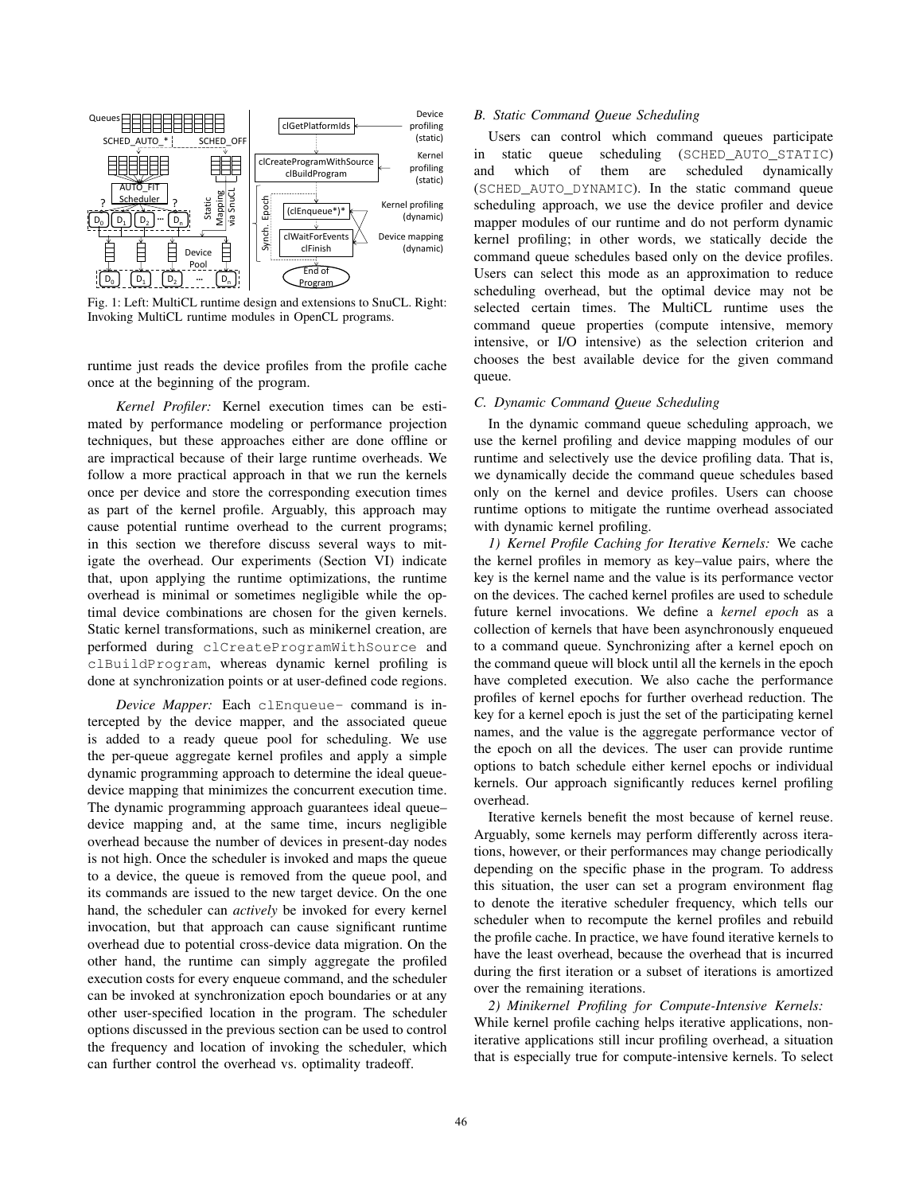Queues

SCHED_AUTO_* SCHED_OFF

AUTO_FIT Scheduler

? ?

$D_0$ $D_1$ $D_2$ ... $D_n$

Static Mapping via SnuCL

Device Pool

$D_0$ $D_1$ $D_2$ ... $D_n$

clGetPlatformIds

clCreateProgramWithSource clBuildProgram

Synch. Epoch

(clEnqueue*)*

clWaitForEvents clFinish

End of Program

Device profiling (static)

Kernel profiling (static)

Kernel profiling (dynamic)

Device mapping (dynamic)

Fig. 1: Left: MultiCL runtime design and extensions to SnuCL. Right: Invoking MultiCL runtime modules in OpenCL programs.

runtime just reads the device profiles from the profile cache once at the beginning of the program.

*Kernel Profiler:* Kernel execution times can be estimated by performance modeling or performance projection techniques, but these approaches either are done offline or are impractical because of their large runtime overheads. We follow a more practical approach in that we run the kernels once per device and store the corresponding execution times as part of the kernel profile. Arguably, this approach may cause potential runtime overhead to the current programs; in this section we therefore discuss several ways to mitigate the overhead. Our experiments (Section VI) indicate that, upon applying the runtime optimizations, the runtime overhead is minimal or sometimes negligible while the optimal device combinations are chosen for the given kernels. Static kernel transformations, such as minikernel creation, are performed during `clCreateProgramWithSource` and `clBuildProgram`, whereas dynamic kernel profiling is done at synchronization points or at user-defined code regions.

*Device Mapper:* Each `clEnqueue-` command is intercepted by the device mapper, and the associated queue is added to a ready queue pool for scheduling. We use the per-queue aggregate kernel profiles and apply a simple dynamic programming approach to determine the ideal queue-device mapping that minimizes the concurrent execution time. The dynamic programming approach guarantees ideal queue–device mapping and, at the same time, incurs negligible overhead because the number of devices in present-day nodes is not high. Once the scheduler is invoked and maps the queue to a device, the queue is removed from the queue pool, and its commands are issued to the new target device. On the one hand, the scheduler can *actively* be invoked for every kernel invocation, but that approach can cause significant runtime overhead due to potential cross-device data migration. On the other hand, the runtime can simply aggregate the profiled execution costs for every enqueue command, and the scheduler can be invoked at synchronization epoch boundaries or at any other user-specified location in the program. The scheduler options discussed in the previous section can be used to control the frequency and location of invoking the scheduler, which can further control the overhead vs. optimality tradeoff.

### B. Static Command Queue Scheduling

Users can control which command queues participate in static queue scheduling (`SCHED_AUTO_STATIC`) and which of them are scheduled dynamically (`SCHED_AUTO_DYNAMIC`). In the static command queue scheduling approach, we use the device profiler and device mapper modules of our runtime and do not perform dynamic kernel profiling; in other words, we statically decide the command queue schedules based only on the device profiles. Users can select this mode as an approximation to reduce scheduling overhead, but the optimal device may not be selected certain times. The MultiCL runtime uses the command queue properties (compute intensive, memory intensive, or I/O intensive) as the selection criterion and chooses the best available device for the given command queue.

### C. Dynamic Command Queue Scheduling

In the dynamic command queue scheduling approach, we use the kernel profiling and device mapping modules of our runtime and selectively use the device profiling data. That is, we dynamically decide the command queue schedules based only on the kernel and device profiles. Users can choose runtime options to mitigate the runtime overhead associated with dynamic kernel profiling.

*1) Kernel Profile Caching for Iterative Kernels:* We cache the kernel profiles in memory as key–value pairs, where the key is the kernel name and the value is its performance vector on the devices. The cached kernel profiles are used to schedule future kernel invocations. We define a *kernel epoch* as a collection of kernels that have been asynchronously enqueued to a command queue. Synchronizing after a kernel epoch on the command queue will block until all the kernels in the epoch have completed execution. We also cache the performance profiles of kernel epochs for further overhead reduction. The key for a kernel epoch is just the set of the participating kernel names, and the value is the aggregate performance vector of the epoch on all the devices. The user can provide runtime options to batch schedule either kernel epochs or individual kernels. Our approach significantly reduces kernel profiling overhead.

Iterative kernels benefit the most because of kernel reuse. Arguably, some kernels may perform differently across iterations, however, or their performances may change periodically depending on the specific phase in the program. To address this situation, the user can set a program environment flag to denote the iterative scheduler frequency, which tells our scheduler when to recompute the kernel profiles and rebuild the profile cache. In practice, we have found iterative kernels to have the least overhead, because the overhead that is incurred during the first iteration or a subset of iterations is amortized over the remaining iterations.

*2) Minikernel Profiling for Compute-Intensive Kernels:* While kernel profile caching helps iterative applications, non-iterative applications still incur profiling overhead, a situation that is especially true for compute-intensive kernels. To select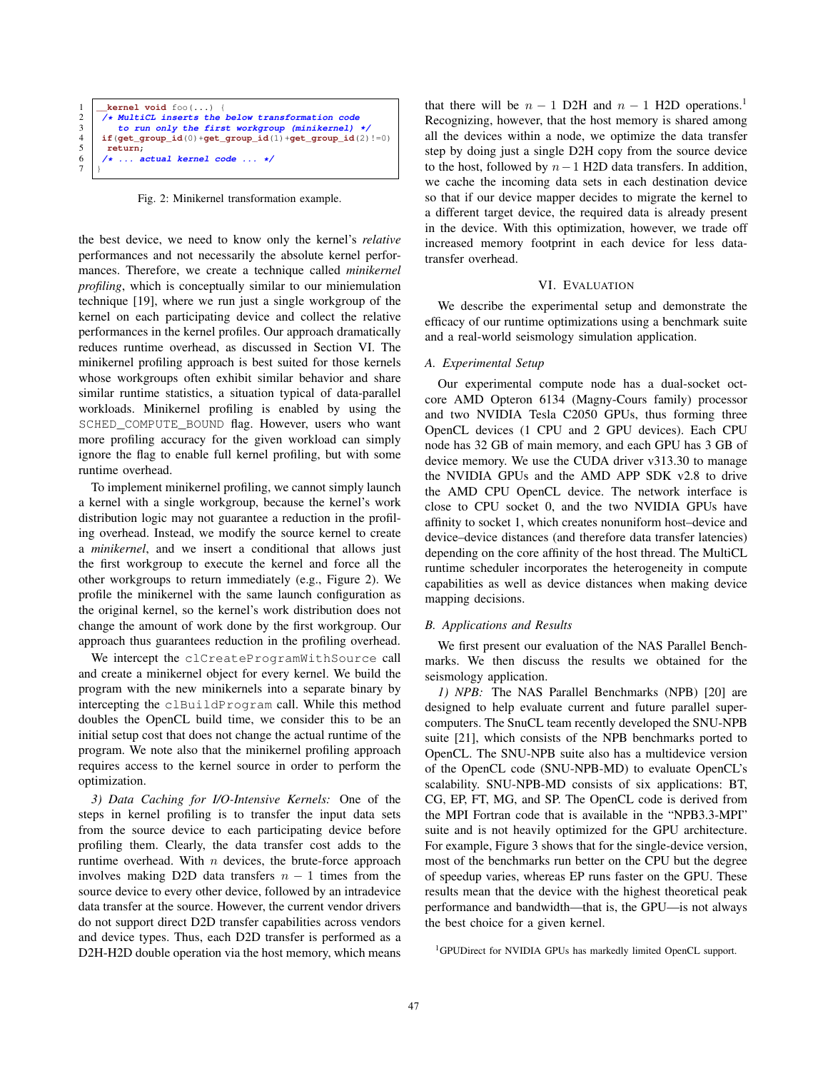```
1  __kernel void foo(...) {
2    /* MultiCL inserts the below transformation code
3       to run only the first workgroup (minikernel) */
4    if(get_group_id(0)+get_group_id(1)+get_group_id(2)!=0)
5      return;
6    /* ... actual kernel code ... */
7  }
```

Fig. 2: Minikernel transformation example.

the best device, we need to know only the kernel's *relative* performances and not necessarily the absolute kernel performances. Therefore, we create a technique called *minikernel profiling*, which is conceptually similar to our miniemulation technique [19], where we run just a single workgroup of the kernel on each participating device and collect the relative performances in the kernel profiles. Our approach dramatically reduces runtime overhead, as discussed in Section VI. The minikernel profiling approach is best suited for those kernels whose workgroups often exhibit similar behavior and share similar runtime statistics, a situation typical of data-parallel workloads. Minikernel profiling is enabled by using the `SCHED_COMPUTE_BOUND` flag. However, users who want more profiling accuracy for the given workload can simply ignore the flag to enable full kernel profiling, but with some runtime overhead.

To implement minikernel profiling, we cannot simply launch a kernel with a single workgroup, because the kernel's work distribution logic may not guarantee a reduction in the profiling overhead. Instead, we modify the source kernel to create a *minikernel*, and we insert a conditional that allows just the first workgroup to execute the kernel and force all the other workgroups to return immediately (e.g., Figure 2). We profile the minikernel with the same launch configuration as the original kernel, so the kernel's work distribution does not change the amount of work done by the first workgroup. Our approach thus guarantees reduction in the profiling overhead.

We intercept the `clCreateProgramWithSource` call and create a minikernel object for every kernel. We build the program with the new minikernels into a separate binary by intercepting the `clBuildProgram` call. While this method doubles the OpenCL build time, we consider this to be an initial setup cost that does not change the actual runtime of the program. We note also that the minikernel profiling approach requires access to the kernel source in order to perform the optimization.

*3) Data Caching for I/O-Intensive Kernels:* One of the steps in kernel profiling is to transfer the input data sets from the source device to each participating device before profiling them. Clearly, the data transfer cost adds to the runtime overhead. With $n$ devices, the brute-force approach involves making D2D data transfers $n-1$ times from the source device to every other device, followed by an intradevice data transfer at the source. However, the current vendor drivers do not support direct D2D transfer capabilities across vendors and device types. Thus, each D2D transfer is performed as a D2H-H2D double operation via the host memory, which means that there will be $n-1$ D2H and $n-1$ H2D operations.[1] Recognizing, however, that the host memory is shared among all the devices within a node, we optimize the data transfer step by doing just a single D2H copy from the source device to the host, followed by $n-1$ H2D data transfers. In addition, we cache the incoming data sets in each destination device so that if our device mapper decides to migrate the kernel to a different target device, the required data is already present in the device. With this optimization, however, we trade off increased memory footprint in each device for less data-transfer overhead.

## VI. Evaluation

We describe the experimental setup and demonstrate the efficacy of our runtime optimizations using a benchmark suite and a real-world seismology simulation application.

### A. Experimental Setup

Our experimental compute node has a dual-socket octcore AMD Opteron 6134 (Magny-Cours family) processor and two NVIDIA Tesla C2050 GPUs, thus forming three OpenCL devices (1 CPU and 2 GPU devices). Each CPU node has 32 GB of main memory, and each GPU has 3 GB of device memory. We use the CUDA driver v313.30 to manage the NVIDIA GPUs and the AMD APP SDK v2.8 to drive the AMD CPU OpenCL device. The network interface is close to CPU socket 0, and the two NVIDIA GPUs have affinity to socket 1, which creates nonuniform host–device and device–device distances (and therefore data transfer latencies) depending on the core affinity of the host thread. The MultiCL runtime scheduler incorporates the heterogeneity in compute capabilities as well as device distances when making device mapping decisions.

### B. Applications and Results

We first present our evaluation of the NAS Parallel Benchmarks. We then discuss the results we obtained for the seismology application.

*1) NPB:* The NAS Parallel Benchmarks (NPB) [20] are designed to help evaluate current and future parallel supercomputers. The SnuCL team recently developed the SNU-NPB suite [21], which consists of the NPB benchmarks ported to OpenCL. The SNU-NPB suite also has a multidevice version of the OpenCL code (SNU-NPB-MD) to evaluate OpenCL's scalability. SNU-NPB-MD consists of six applications: BT, CG, EP, FT, MG, and SP. The OpenCL code is derived from the MPI Fortran code that is available in the "NPB3.3-MPI" suite and is not heavily optimized for the GPU architecture. For example, Figure 3 shows that for the single-device version, most of the benchmarks run better on the CPU but the degree of speedup varies, whereas EP runs faster on the GPU. These results mean that the device with the highest theoretical peak performance and bandwidth—that is, the GPU—is not always the best choice for a given kernel.

[1] GPUDirect for NVIDIA GPUs has markedly limited OpenCL support.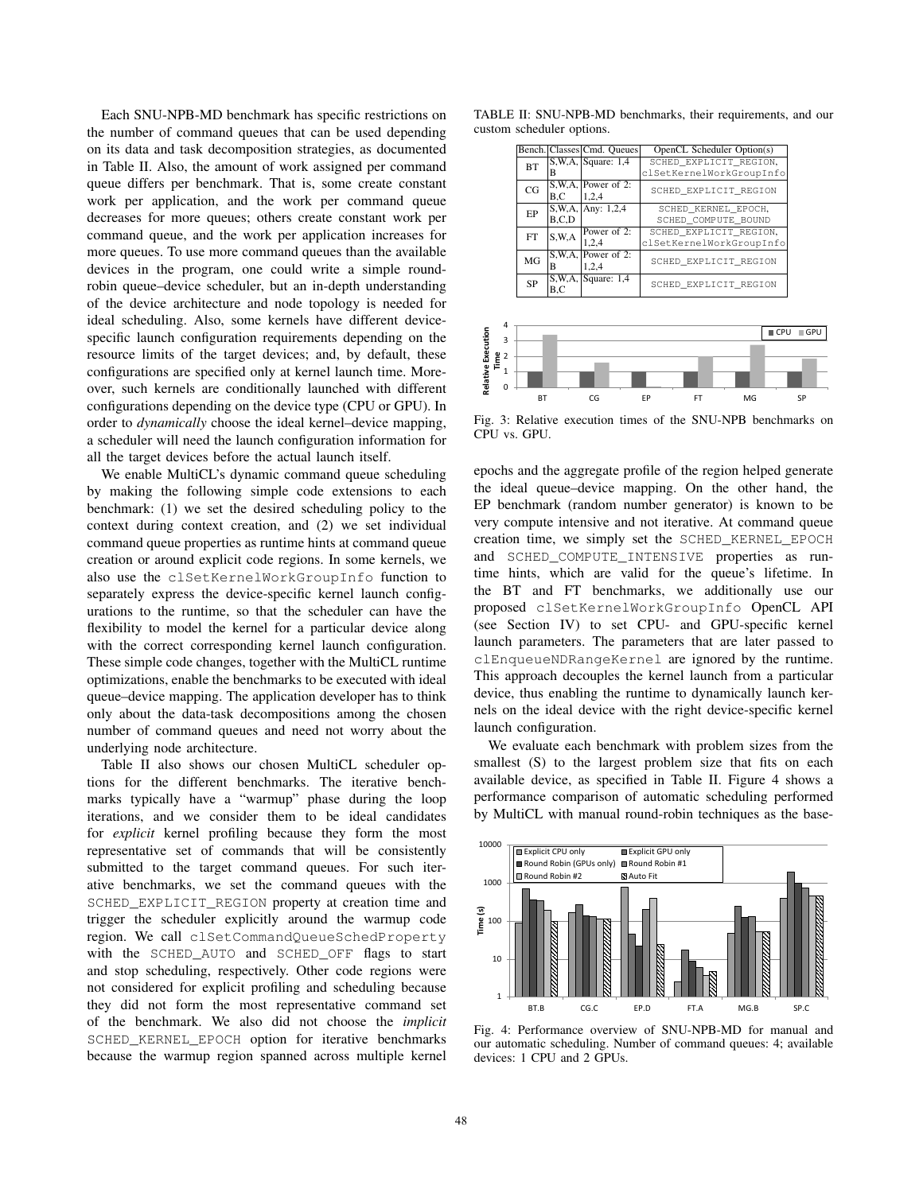Each SNU-NPB-MD benchmark has specific restrictions on the number of command queues that can be used depending on its data and task decomposition strategies, as documented in Table II. Also, the amount of work assigned per command queue differs per benchmark. That is, some create constant work per application, and the work per command queue decreases for more queues; others create constant work per command queue, and the work per application increases for more queues. To use more command queues than the available devices in the program, one could write a simple round-robin queue–device scheduler, but an in-depth understanding of the device architecture and node topology is needed for ideal scheduling. Also, some kernels have different device-specific launch configuration requirements depending on the resource limits of the target devices; and, by default, these configurations are specified only at kernel launch time. Moreover, such kernels are conditionally launched with different configurations depending on the device type (CPU or GPU). In order to *dynamically* choose the ideal kernel–device mapping, a scheduler will need the launch configuration information for all the target devices before the actual launch itself.

We enable MultiCL's dynamic command queue scheduling by making the following simple code extensions to each benchmark: (1) we set the desired scheduling policy to the context during context creation, and (2) we set individual command queue properties as runtime hints at command queue creation or around explicit code regions. In some kernels, we also use the `clSetKernelWorkGroupInfo` function to separately express the device-specific kernel launch configurations to the runtime, so that the scheduler can have the flexibility to model the kernel for a particular device along with the correct corresponding kernel launch configuration. These simple code changes, together with the MultiCL runtime optimizations, enable the benchmarks to be executed with ideal queue–device mapping. The application developer has to think only about the data-task decompositions among the chosen number of command queues and need not worry about the underlying node architecture.

Table II also shows our chosen MultiCL scheduler options for the different benchmarks. The iterative benchmarks typically have a "warmup" phase during the loop iterations, and we consider them to be ideal candidates for *explicit* kernel profiling because they form the most representative set of commands that will be consistently submitted to the target command queues. For such iterative benchmarks, we set the command queues with the `SCHED_EXPLICIT_REGION` property at creation time and trigger the scheduler explicitly around the warmup code region. We call `clSetCommandQueueSchedProperty` with the `SCHED_AUTO` and `SCHED_OFF` flags to start and stop scheduling, respectively. Other code regions were not considered for explicit profiling and scheduling because they did not form the most representative command set of the benchmark. We also did not choose the *implicit* `SCHED_KERNEL_EPOCH` option for iterative benchmarks because the warmup region spanned across multiple kernel epochs and the aggregate profile of the region helped generate the ideal queue–device mapping. On the other hand, the EP benchmark (random number generator) is known to be very compute intensive and not iterative. At command queue creation time, we simply set the `SCHED_KERNEL_EPOCH` and `SCHED_COMPUTE_INTENSIVE` properties as runtime hints, which are valid for the queue's lifetime. In the BT and FT benchmarks, we additionally use our proposed `clSetKernelWorkGroupInfo` OpenCL API (see Section IV) to set CPU- and GPU-specific kernel launch parameters. The parameters that are later passed to `clEnqueueNDRangeKernel` are ignored by the runtime. This approach decouples the kernel launch from a particular device, thus enabling the runtime to dynamically launch kernels on the ideal device with the right device-specific kernel launch configuration.

We evaluate each benchmark with problem sizes from the smallest (S) to the largest problem size that fits on each available device, as specified in Table II. Figure 4 shows a performance comparison of automatic scheduling performed by MultiCL with manual round-robin techniques as the base-

TABLE II: SNU-NPB-MD benchmarks, their requirements, and our custom scheduler options.

| Bench. | Classes | Cmd. Queues | OpenCL Scheduler Option(s) |
|---|---|---|---|
| BT | S,W,A,B | Square: 1,4 | SCHED_EXPLICIT_REGION, clSetKernelWorkGroupInfo |
| CG | S,W,A,B,C | Power of 2: 1,2,4 | SCHED_EXPLICIT_REGION |
| EP | S,W,A,B,C,D | Any: 1,2,4 | SCHED_KERNEL_EPOCH, SCHED_COMPUTE_BOUND |
| FT | S,W,A | Power of 2: 1,2,4 | SCHED_EXPLICIT_REGION, clSetKernelWorkGroupInfo |
| MG | S,W,A,B | Power of 2: 1,2,4 | SCHED_EXPLICIT_REGION |
| SP | S,W,A,B,C | Square: 1,4 | SCHED_EXPLICIT_REGION |

Relative Execution Time
4
3
2
1
0
BT CG EP FT MG SP
CPU GPU

Fig. 3: Relative execution times of the SNU-NPB benchmarks on CPU vs. GPU.

Time (s)
10000
1000
100
10
1
BT.B CG.C EP.D FT.A MG.B SP.C
Explicit CPU only
Explicit GPU only
Round Robin (GPUs only)
Round Robin #1
Round Robin #2
Auto Fit

Fig. 4: Performance overview of SNU-NPB-MD for manual and our automatic scheduling. Number of command queues: 4; available devices: 1 CPU and 2 GPUs.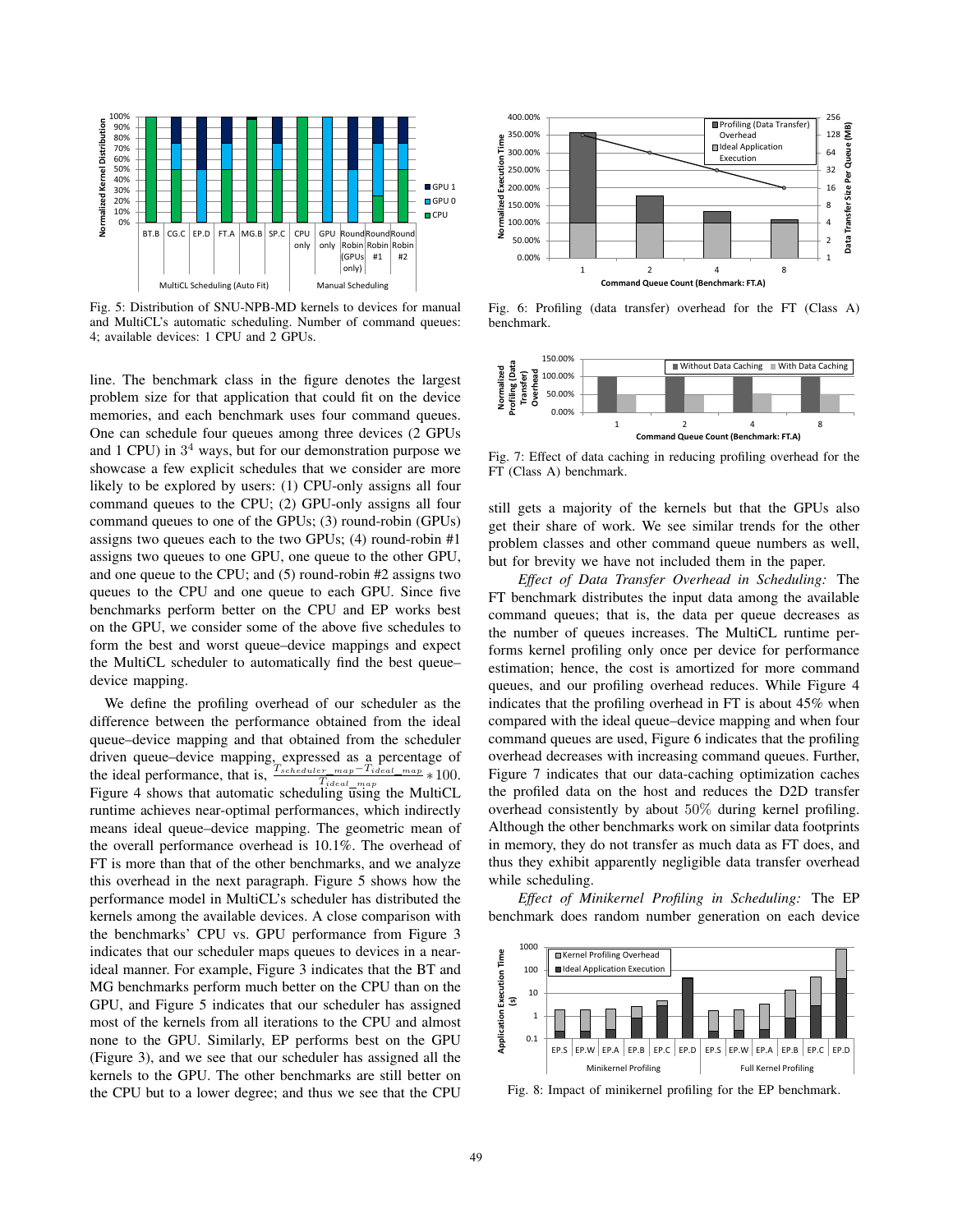Fig. 5: Distribution of SNU-NPB-MD kernels to devices for manual and MultiCL's automatic scheduling. Number of command queues: 4; available devices: 1 CPU and 2 GPUs.

line. The benchmark class in the figure denotes the largest problem size for that application that could fit on the device memories, and each benchmark uses four command queues. One can schedule four queues among three devices (2 GPUs and 1 CPU) in $3^4$ ways, but for our demonstration purpose we showcase a few explicit schedules that we consider are more likely to be explored by users: (1) CPU-only assigns all four command queues to the CPU; (2) GPU-only assigns all four command queues to one of the GPUs; (3) round-robin (GPUs) assigns two queues each to the two GPUs; (4) round-robin #1 assigns two queues to one GPU, one queue to the other GPU, and one queue to the CPU; and (5) round-robin #2 assigns two queues to the CPU and one queue to each GPU. Since five benchmarks perform better on the CPU and EP works best on the GPU, we consider some of the above five schedules to form the best and worst queue–device mappings and expect the MultiCL scheduler to automatically find the best queue–device mapping.

We define the profiling overhead of our scheduler as the difference between the performance obtained from the ideal queue–device mapping and that obtained from the scheduler driven queue–device mapping, expressed as a percentage of the ideal performance, that is, $\frac{T_{scheduler\_map} - T_{ideal\_map}}{T_{ideal\_map}} * 100$. Figure 4 shows that automatic scheduling using the MultiCL runtime achieves near-optimal performances, which indirectly means ideal queue–device mapping. The geometric mean of the overall performance overhead is 10.1%. The overhead of FT is more than that of the other benchmarks, and we analyze this overhead in the next paragraph. Figure 5 shows how the performance model in MultiCL's scheduler has distributed the kernels among the available devices. A close comparison with the benchmarks' CPU vs. GPU performance from Figure 3 indicates that our scheduler maps queues to devices in a near-ideal manner. For example, Figure 3 indicates that the BT and MG benchmarks perform much better on the CPU than on the GPU, and Figure 5 indicates that our scheduler has assigned most of the kernels from all iterations to the CPU and almost none to the GPU. Similarly, EP performs best on the GPU (Figure 3), and we see that our scheduler has assigned all the kernels to the GPU. The other benchmarks are still better on the CPU but to a lower degree; and thus we see that the CPU still gets a majority of the kernels but that the GPUs also get their share of work. We see similar trends for the other problem classes and other command queue numbers as well, but for brevity we have not included them in the paper.

*Effect of Data Transfer Overhead in Scheduling:* The FT benchmark distributes the input data among the available command queues; that is, the data per queue decreases as the number of queues increases. The MultiCL runtime performs kernel profiling only once per device for performance estimation; hence, the cost is amortized for more command queues, and our profiling overhead reduces. While Figure 4 indicates that the profiling overhead in FT is about 45% when compared with the ideal queue–device mapping and when four command queues are used, Figure 6 indicates that the profiling overhead decreases with increasing command queues. Further, Figure 7 indicates that our data-caching optimization caches the profiled data on the host and reduces the D2D transfer overhead consistently by about 50% during kernel profiling. Although the other benchmarks work on similar data footprints in memory, they do not transfer as much data as FT does, and thus they exhibit apparently negligible data transfer overhead while scheduling.

Fig. 6: Profiling (data transfer) overhead for the FT (Class A) benchmark.

Fig. 7: Effect of data caching in reducing profiling overhead for the FT (Class A) benchmark.

*Effect of Minikernel Profiling in Scheduling:* The EP benchmark does random number generation on each device

Fig. 8: Impact of minikernel profiling for the EP benchmark.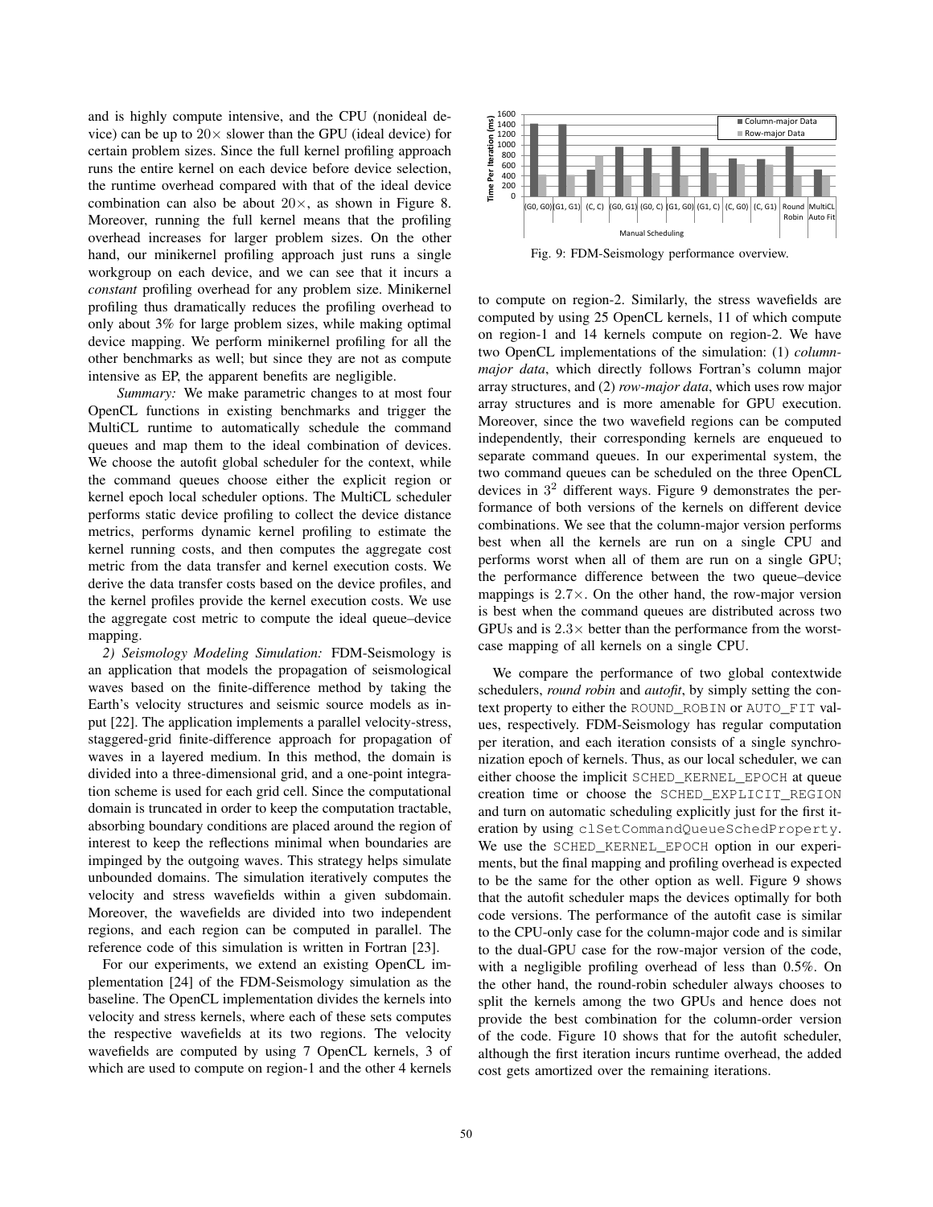and is highly compute intensive, and the CPU (nonideal device) can be up to $20\times$ slower than the GPU (ideal device) for certain problem sizes. Since the full kernel profiling approach runs the entire kernel on each device before device selection, the runtime overhead compared with that of the ideal device combination can also be about $20\times$, as shown in Figure 8. Moreover, running the full kernel means that the profiling overhead increases for larger problem sizes. On the other hand, our minikernel profiling approach just runs a single workgroup on each device, and we can see that it incurs a *constant* profiling overhead for any problem size. Minikernel profiling thus dramatically reduces the profiling overhead to only about 3% for large problem sizes, while making optimal device mapping. We perform minikernel profiling for all the other benchmarks as well; but since they are not as compute intensive as EP, the apparent benefits are negligible.

*Summary:* We make parametric changes to at most four OpenCL functions in existing benchmarks and trigger the MultiCL runtime to automatically schedule the command queues and map them to the ideal combination of devices. We choose the autofit global scheduler for the context, while the command queues choose either the explicit region or kernel epoch local scheduler options. The MultiCL scheduler performs static device profiling to collect the device distance metrics, performs dynamic kernel profiling to estimate the kernel running costs, and then computes the aggregate cost metric from the data transfer and kernel execution costs. We derive the data transfer costs based on the device profiles, and the kernel profiles provide the kernel execution costs. We use the aggregate cost metric to compute the ideal queue–device mapping.

*2) Seismology Modeling Simulation:* FDM-Seismology is an application that models the propagation of seismological waves based on the finite-difference method by taking the Earth's velocity structures and seismic source models as input [22]. The application implements a parallel velocity-stress, staggered-grid finite-difference approach for propagation of waves in a layered medium. In this method, the domain is divided into a three-dimensional grid, and a one-point integration scheme is used for each grid cell. Since the computational domain is truncated in order to keep the computation tractable, absorbing boundary conditions are placed around the region of interest to keep the reflections minimal when boundaries are impinged by the outgoing waves. This strategy helps simulate unbounded domains. The simulation iteratively computes the velocity and stress wavefields within a given subdomain. Moreover, the wavefields are divided into two independent regions, and each region can be computed in parallel. The reference code of this simulation is written in Fortran [23].

For our experiments, we extend an existing OpenCL implementation [24] of the FDM-Seismology simulation as the baseline. The OpenCL implementation divides the kernels into velocity and stress kernels, where each of these sets computes the respective wavefields at its two regions. The velocity wavefields are computed by using 7 OpenCL kernels, 3 of which are used to compute on region-1 and the other 4 kernels

Time Per Iteration (ms)
1600
1400
1200
1000
800
600
400
200
0
Column-major Data
Row-major Data
(G0, G0) (G1, G1) (C, C) (G0, G1) (G0, C) (G1, G0) (G1, C) (C, G0) (C, G1) Round Robin MultiCL Auto Fit
Manual Scheduling

Fig. 9: FDM-Seismology performance overview.

to compute on region-2. Similarly, the stress wavefields are computed by using 25 OpenCL kernels, 11 of which compute on region-1 and 14 kernels compute on region-2. We have two OpenCL implementations of the simulation: (1) *column-major data*, which directly follows Fortran's column major array structures, and (2) *row-major data*, which uses row major array structures and is more amenable for GPU execution. Moreover, since the two wavefield regions can be computed independently, their corresponding kernels are enqueued to separate command queues. In our experimental system, the two command queues can be scheduled on the three OpenCL devices in $3^2$ different ways. Figure 9 demonstrates the performance of both versions of the kernels on different device combinations. We see that the column-major version performs best when all the kernels are run on a single CPU and performs worst when all of them are run on a single GPU; the performance difference between the two queue–device mappings is $2.7\times$. On the other hand, the row-major version is best when the command queues are distributed across two GPUs and is $2.3\times$ better than the performance from the worst-case mapping of all kernels on a single CPU.

We compare the performance of two global contextwide schedulers, *round robin* and *autofit*, by simply setting the context property to either the `ROUND_ROBIN` or `AUTO_FIT` values, respectively. FDM-Seismology has regular computation per iteration, and each iteration consists of a single synchronization epoch of kernels. Thus, as our local scheduler, we can either choose the implicit `SCHED_KERNEL_EPOCH` at queue creation time or choose the `SCHED_EXPLICIT_REGION` and turn on automatic scheduling explicitly just for the first iteration by using `clSetCommandQueueSchedProperty`. We use the `SCHED_KERNEL_EPOCH` option in our experiments, but the final mapping and profiling overhead is expected to be the same for the other option as well. Figure 9 shows that the autofit scheduler maps the devices optimally for both code versions. The performance of the autofit case is similar to the CPU-only case for the column-major code and is similar to the dual-GPU case for the row-major version of the code, with a negligible profiling overhead of less than 0.5%. On the other hand, the round-robin scheduler always chooses to split the kernels among the two GPUs and hence does not provide the best combination for the column-order version of the code. Figure 10 shows that for the autofit scheduler, although the first iteration incurs runtime overhead, the added cost gets amortized over the remaining iterations.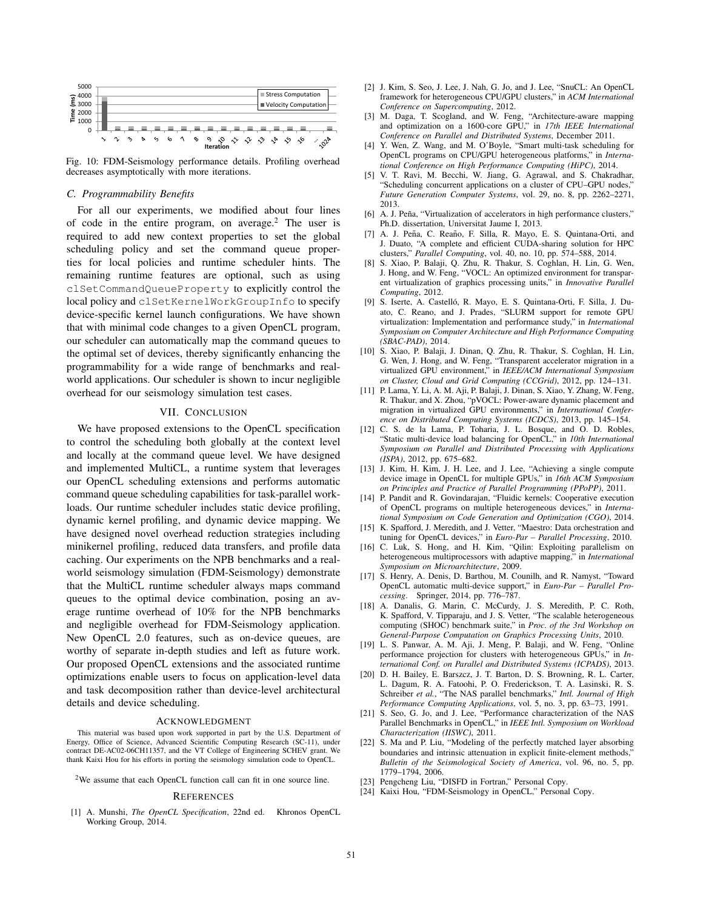5000
4000
3000
2000
1000
0
Time (ms)
Stress Computation
Velocity Computation
1 2 3 4 5 6 7 8 9 10 11 12 13 14 15 16 ... 1024
Iteration

Fig. 10: FDM-Seismology performance details. Profiling overhead decreases asymptotically with more iterations.

### C. Programmability Benefits

For all our experiments, we modified about four lines of code in the entire program, on average.[2] The user is required to add new context properties to set the global scheduling policy and set the command queue properties for local policies and runtime scheduler hints. The remaining runtime features are optional, such as using `clSetCommandQueueProperty` to explicitly control the local policy and `clSetKernelWorkGroupInfo` to specify device-specific kernel launch configurations. We have shown that with minimal code changes to a given OpenCL program, our scheduler can automatically map the command queues to the optimal set of devices, thereby significantly enhancing the programmability for a wide range of benchmarks and real-world applications. Our scheduler is shown to incur negligible overhead for our seismology simulation test cases.

## VII. Conclusion

We have proposed extensions to the OpenCL specification to control the scheduling both globally at the context level and locally at the command queue level. We have designed and implemented MultiCL, a runtime system that leverages our OpenCL scheduling extensions and performs automatic command queue scheduling capabilities for task-parallel workloads. Our runtime scheduler includes static device profiling, dynamic kernel profiling, and dynamic device mapping. We have designed novel overhead reduction strategies including minikernel profiling, reduced data transfers, and profile data caching. Our experiments on the NPB benchmarks and a real-world seismology simulation (FDM-Seismology) demonstrate that the MultiCL runtime scheduler always maps command queues to the optimal device combination, posing an average runtime overhead of 10% for the NPB benchmarks and negligible overhead for FDM-Seismology application. New OpenCL 2.0 features, such as on-device queues, are worthy of separate in-depth studies and left as future work. Our proposed OpenCL extensions and the associated runtime optimizations enable users to focus on application-level data and task decomposition rather than device-level architectural details and device scheduling.

## Acknowledgment

This material was based upon work supported in part by the U.S. Department of Energy, Office of Science, Advanced Scientific Computing Research (SC-11), under contract DE-AC02-06CH11357, and the VT College of Engineering SCHEV grant. We thank Kaixi Hou for his efforts in porting the seismology simulation code to OpenCL.

[2] We assume that each OpenCL function call can fit in one source line.

## References

[1] A. Munshi, *The OpenCL Specification*, 22nd ed. Khronos OpenCL Working Group, 2014.

[2] J. Kim, S. Seo, J. Lee, J. Nah, G. Jo, and J. Lee, "SnuCL: An OpenCL framework for heterogeneous CPU/GPU clusters," in *ACM International Conference on Supercomputing*, 2012.

[3] M. Daga, T. Scogland, and W. Feng, "Architecture-aware mapping and optimization on a 1600-core GPU," in *17th IEEE International Conference on Parallel and Distributed Systems*, December 2011.

[4] Y. Wen, Z. Wang, and M. O'Boyle, "Smart multi-task scheduling for OpenCL programs on CPU/GPU heterogeneous platforms," in *International Conference on High Performance Computing (HiPC)*, 2014.

[5] V. T. Ravi, M. Becchi, W. Jiang, G. Agrawal, and S. Chakradhar, "Scheduling concurrent applications on a cluster of CPU–GPU nodes," *Future Generation Computer Systems*, vol. 29, no. 8, pp. 2262–2271, 2013.

[6] A. J. Peña, "Virtualization of accelerators in high performance clusters," Ph.D. dissertation, Universitat Jaume I, 2013.

[7] A. J. Peña, C. Reaño, F. Silla, R. Mayo, E. S. Quintana-Orti, and J. Duato, "A complete and efficient CUDA-sharing solution for HPC clusters," *Parallel Computing*, vol. 40, no. 10, pp. 574–588, 2014.

[8] S. Xiao, P. Balaji, Q. Zhu, R. Thakur, S. Coghlan, H. Lin, G. Wen, J. Hong, and W. Feng, "VOCL: An optimized environment for transparent virtualization of graphics processing units," in *Innovative Parallel Computing*, 2012.

[9] S. Iserte, A. Castelló, R. Mayo, E. S. Quintana-Orti, F. Silla, J. Duato, C. Reano, and J. Prades, "SLURM support for remote GPU virtualization: Implementation and performance study," in *International Symposium on Computer Architecture and High Performance Computing (SBAC-PAD)*, 2014.

[10] S. Xiao, P. Balaji, J. Dinan, Q. Zhu, R. Thakur, S. Coghlan, H. Lin, G. Wen, J. Hong, and W. Feng, "Transparent accelerator migration in a virtualized GPU environment," in *IEEE/ACM International Symposium on Cluster, Cloud and Grid Computing (CCGrid)*, 2012, pp. 124–131.

[11] P. Lama, Y. Li, A. M. Aji, P. Balaji, J. Dinan, S. Xiao, Y. Zhang, W. Feng, R. Thakur, and X. Zhou, "pVOCL: Power-aware dynamic placement and migration in virtualized GPU environments," in *International Conference on Distributed Computing Systems (ICDCS)*, 2013, pp. 145–154.

[12] C. S. de la Lama, P. Toharia, J. L. Bosque, and O. D. Robles, "Static multi-device load balancing for OpenCL," in *10th International Symposium on Parallel and Distributed Processing with Applications (ISPA)*, 2012, pp. 675–682.

[13] J. Kim, H. Kim, J. H. Lee, and J. Lee, "Achieving a single compute device image in OpenCL for multiple GPUs," in *16th ACM Symposium on Principles and Practice of Parallel Programming (PPoPP)*, 2011.

[14] P. Pandit and R. Govindarajan, "Fluidic kernels: Cooperative execution of OpenCL programs on multiple heterogeneous devices," in *International Symposium on Code Generation and Optimization (CGO)*, 2014.

[15] K. Spafford, J. Meredith, and J. Vetter, "Maestro: Data orchestration and tuning for OpenCL devices," in *Euro-Par – Parallel Processing*, 2010.

[16] C. Luk, S. Hong, and H. Kim, "Qilin: Exploiting parallelism on heterogeneous multiprocessors with adaptive mapping," in *International Symposium on Microarchitecture*, 2009.

[17] S. Henry, A. Denis, D. Barthou, M. Counilh, and R. Namyst, "Toward OpenCL automatic multi-device support," in *Euro-Par – Parallel Processing*. Springer, 2014, pp. 776–787.

[18] A. Danalis, G. Marin, C. McCurdy, J. S. Meredith, P. C. Roth, K. Spafford, V. Tipparaju, and J. S. Vetter, "The scalable heterogeneous computing (SHOC) benchmark suite," in *Proc. of the 3rd Workshop on General-Purpose Computation on Graphics Processing Units*, 2010.

[19] L. S. Panwar, A. M. Aji, J. Meng, P. Balaji, and W. Feng, "Online performance projection for clusters with heterogeneous GPUs," in *International Conf. on Parallel and Distributed Systems (ICPADS)*, 2013.

[20] D. H. Bailey, E. Barszcz, J. T. Barton, D. S. Browning, R. L. Carter, L. Dagum, R. A. Fatoohi, P. O. Frederickson, T. A. Lasinski, R. S. Schreiber *et al.*, "The NAS parallel benchmarks," *Intl. Journal of High Performance Computing Applications*, vol. 5, no. 3, pp. 63–73, 1991.

[21] S. Seo, G. Jo, and J. Lee, "Performance characterization of the NAS Parallel Benchmarks in OpenCL," in *IEEE Intl. Symposium on Workload Characterization (IISWC)*, 2011.

[22] S. Ma and P. Liu, "Modeling of the perfectly matched layer absorbing boundaries and intrinsic attenuation in explicit finite-element methods," *Bulletin of the Seismological Society of America*, vol. 96, no. 5, pp. 1779–1794, 2006.

[23] Pengcheng Liu, "DISFD in Fortran," Personal Copy.

[24] Kaixi Hou, "FDM-Seismology in OpenCL," Personal Copy.